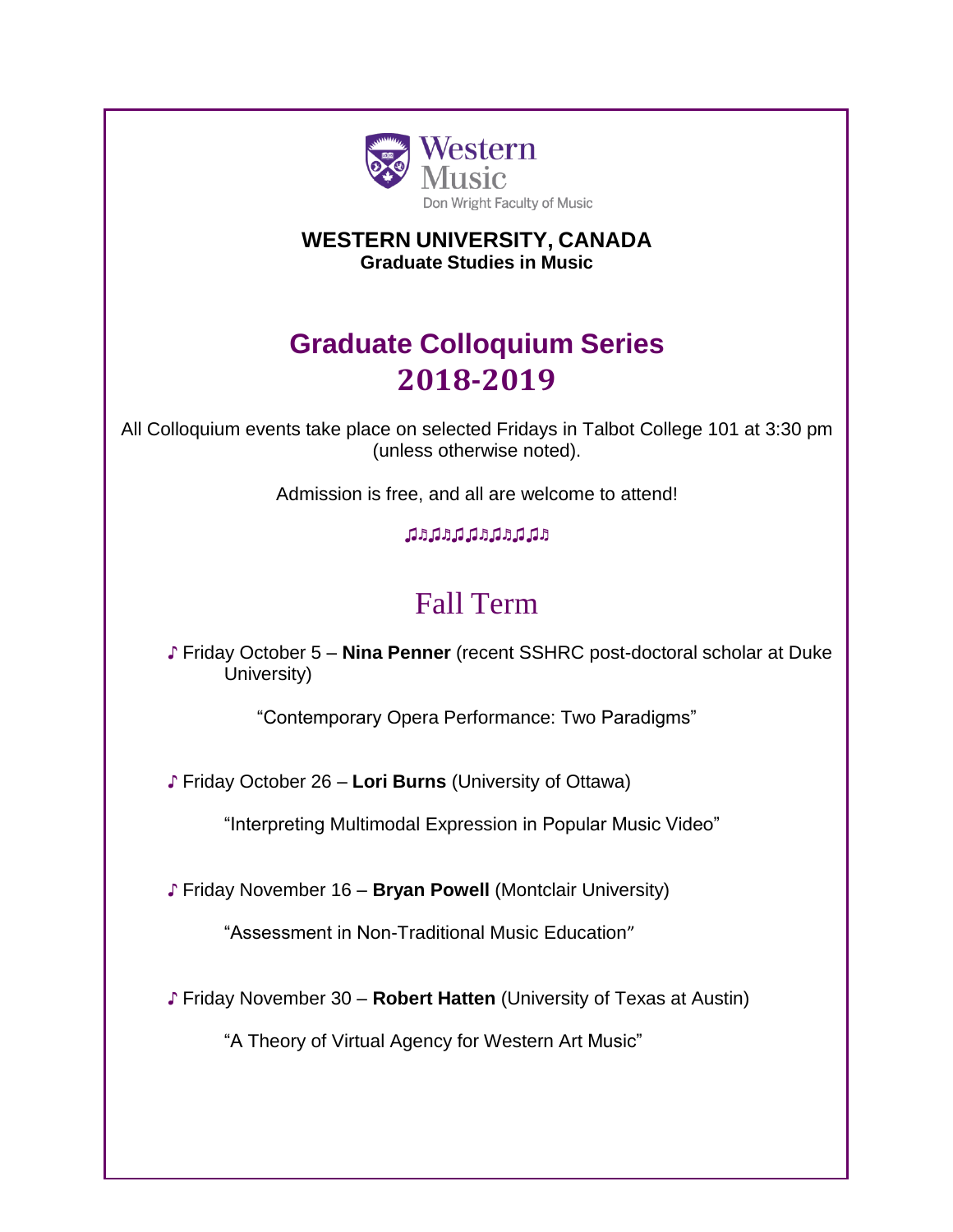Western Music
Don Wright Faculty of Music

**WESTERN UNIVERSITY, CANADA**
**Graduate Studies in Music**

# Graduate Colloquium Series
# 2018-2019

All Colloquium events take place on selected Fridays in Talbot College 101 at 3:30 pm (unless otherwise noted).

Admission is free, and all are welcome to attend!

♫♬♫♬♫♫♬♫♬♫♫♬

## Fall Term

♪ Friday October 5 – **Nina Penner** (recent SSHRC post-doctoral scholar at Duke University)

"Contemporary Opera Performance: Two Paradigms"

♪ Friday October 26 – **Lori Burns** (University of Ottawa)

"Interpreting Multimodal Expression in Popular Music Video"

♪ Friday November 16 – **Bryan Powell** (Montclair University)

"Assessment in Non-Traditional Music Education"

♪ Friday November 30 – **Robert Hatten** (University of Texas at Austin)

"A Theory of Virtual Agency for Western Art Music"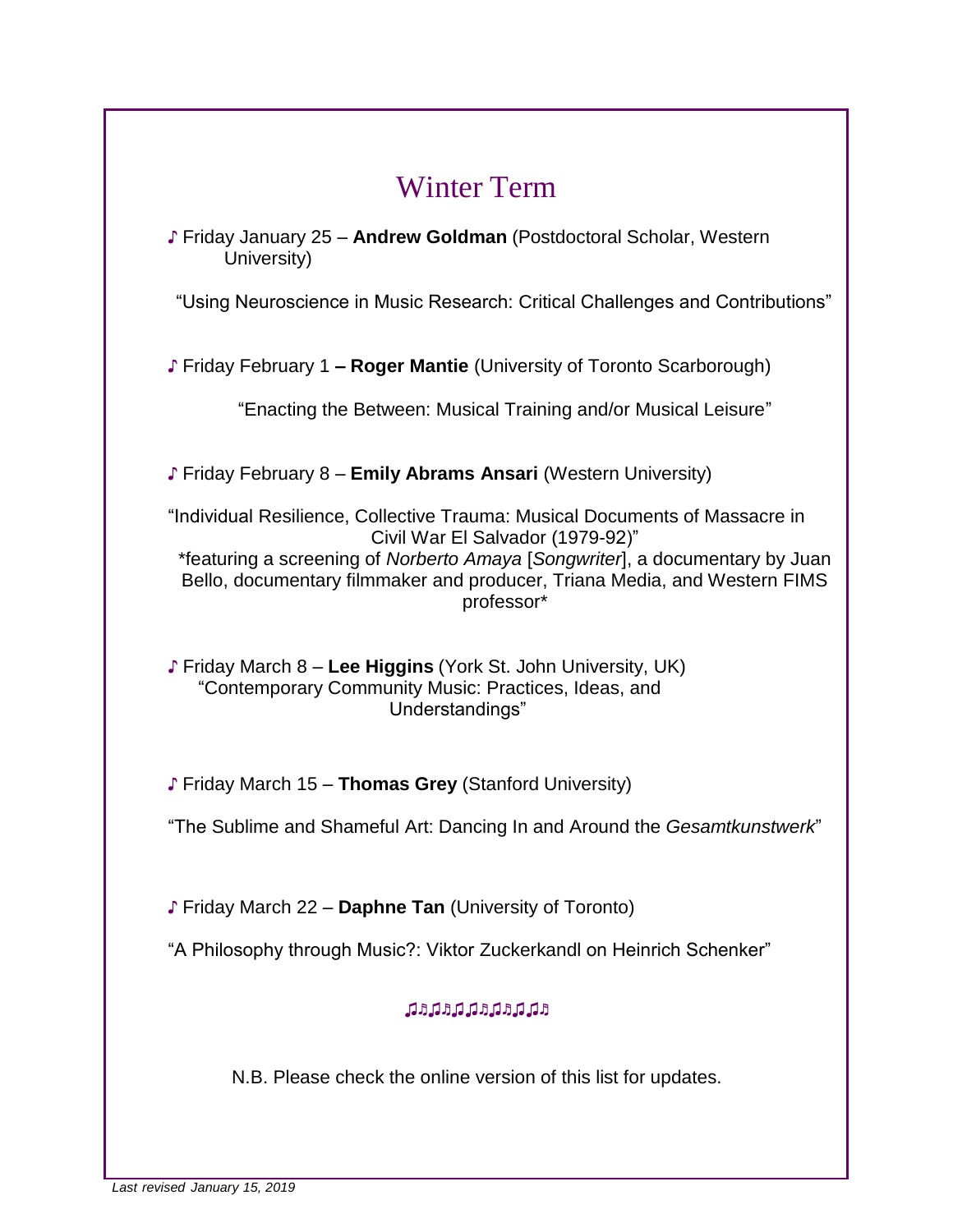# Winter Term

♪ Friday January 25 – **Andrew Goldman** (Postdoctoral Scholar, Western University)

"Using Neuroscience in Music Research: Critical Challenges and Contributions"

♪ Friday February 1 **–** **Roger Mantie** (University of Toronto Scarborough)

"Enacting the Between: Musical Training and/or Musical Leisure"

♪ Friday February 8 – **Emily Abrams Ansari** (Western University)

"Individual Resilience, Collective Trauma: Musical Documents of Massacre in Civil War El Salvador (1979-92)"
*featuring a screening of *Norberto Amaya* [*Songwriter*], a documentary by Juan Bello, documentary filmmaker and producer, Triana Media, and Western FIMS professor*

♪ Friday March 8 – **Lee Higgins** (York St. John University, UK)
"Contemporary Community Music: Practices, Ideas, and Understandings"

♪ Friday March 15 – **Thomas Grey** (Stanford University)

"The Sublime and Shameful Art: Dancing In and Around the *Gesamtkunstwerk*"

♪ Friday March 22 – **Daphne Tan** (University of Toronto)

"A Philosophy through Music?: Viktor Zuckerkandl on Heinrich Schenker"

♫♬♫♬♫♫♬♫♬♫♫♬

N.B. Please check the online version of this list for updates.

*Last revised January 15, 2019*